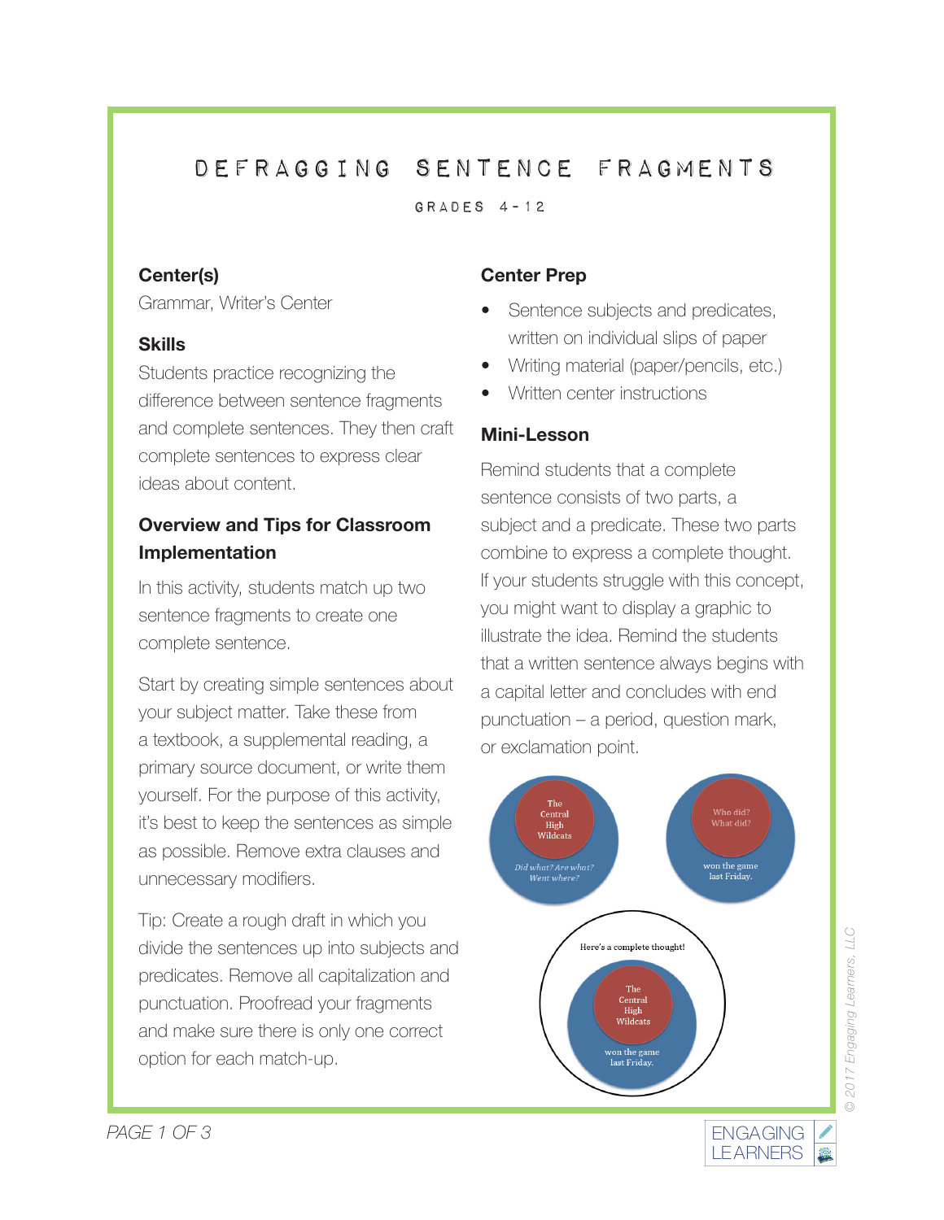# DEFRAGGING SENTENCE FRAGMENTS

GRADES 4-12

### Center(s)

Grammar, Writer's Center

### Skills

Students practice recognizing the difference between sentence fragments and complete sentences. They then craft complete sentences to express clear ideas about content.

### Overview and Tips for Classroom Implementation

In this activity, students match up two sentence fragments to create one complete sentence.

Start by creating simple sentences about your subject matter. Take these from a textbook, a supplemental reading, a primary source document, or write them yourself. For the purpose of this activity, it's best to keep the sentences as simple as possible. Remove extra clauses and unnecessary modifiers.

Tip: Create a rough draft in which you divide the sentences up into subjects and predicates. Remove all capitalization and punctuation. Proofread your fragments and make sure there is only one correct option for each match-up.

### Center Prep

- Sentence subjects and predicates, written on individual slips of paper
- Writing material (paper/pencils, etc.)
- Written center instructions

### Mini-Lesson

Remind students that a complete sentence consists of two parts, a subject and a predicate. These two parts combine to express a complete thought. If your students struggle with this concept, you might want to display a graphic to illustrate the idea. Remind the students that a written sentence always begins with a capital letter and concludes with end punctuation – a period, question mark, or exclamation point.

The Central High Wildcats

*Did what? Are what? Went where?*

Who did? What did?

won the game last Friday.

Here's a complete thought!

The Central High Wildcats

won the game last Friday.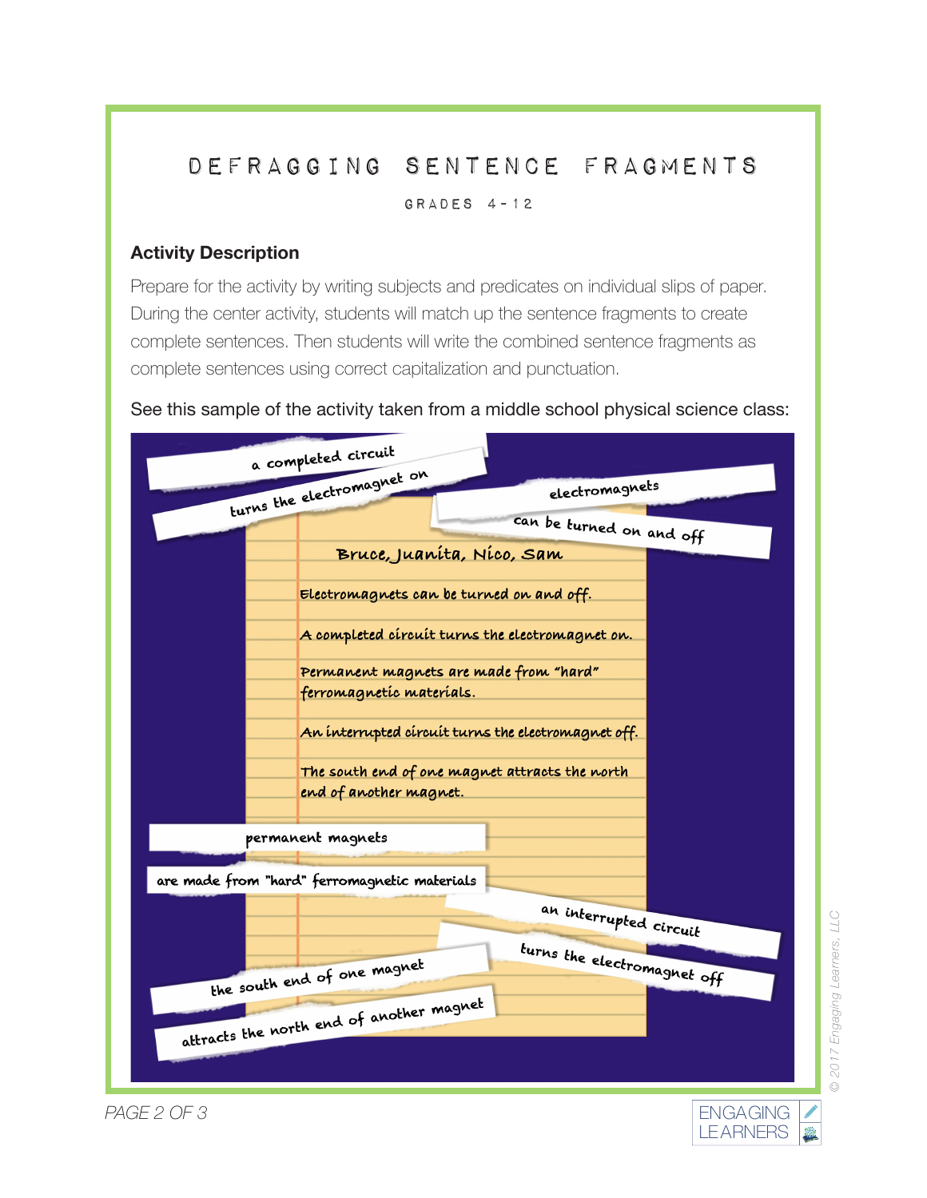# DEFRAGGING SENTENCE FRAGMENTS

GRADES 4-12

### Activity Description

Prepare for the activity by writing subjects and predicates on individual slips of paper. During the center activity, students will match up the sentence fragments to create complete sentences. Then students will write the combined sentence fragments as complete sentences using correct capitalization and punctuation.

See this sample of the activity taken from a middle school physical science class:

a completed circuit

turns the electromagnet on

electromagnets

can be turned on and off

Bruce, Juanita, Nico, Sam

Electromagnets can be turned on and off.

A completed circuit turns the electromagnet on.

Permanent magnets are made from "hard" ferromagnetic materials.

An interrupted circuit turns the electromagnet off.

The south end of one magnet attracts the north end of another magnet.

permanent magnets

are made from "hard" ferromagnetic materials

an interrupted circuit

turns the electromagnet off

the south end of one magnet

attracts the north end of another magnet

© 2017 Engaging Learners, LLC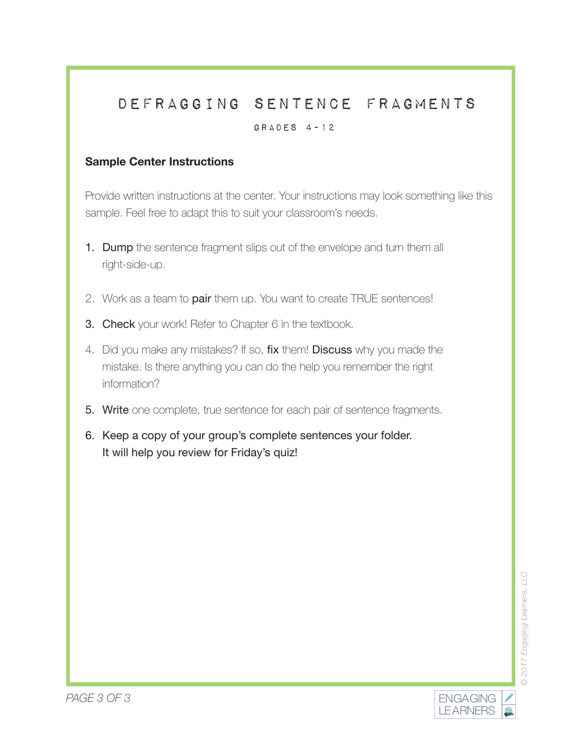# DEFRAGGING SENTENCE FRAGMENTS

GRADES 4-12

**Sample Center Instructions**

Provide written instructions at the center. Your instructions may look something like this sample. Feel free to adapt this to suit your classroom's needs.

1. Dump the sentence fragment slips out of the envelope and turn them all right-side-up.
2. Work as a team to pair them up. You want to create TRUE sentences!
3. Check your work! Refer to Chapter 6 in the textbook.
4. Did you make any mistakes? If so, fix them! Discuss why you made the mistake. Is there anything you can do the help you remember the right information?
5. Write one complete, true sentence for each pair of sentence fragments.
6. Keep a copy of your group's complete sentences your folder. It will help you review for Friday's quiz!

*© 2017 Engaging Learners, LLC*

ENGAGING LEARNERS